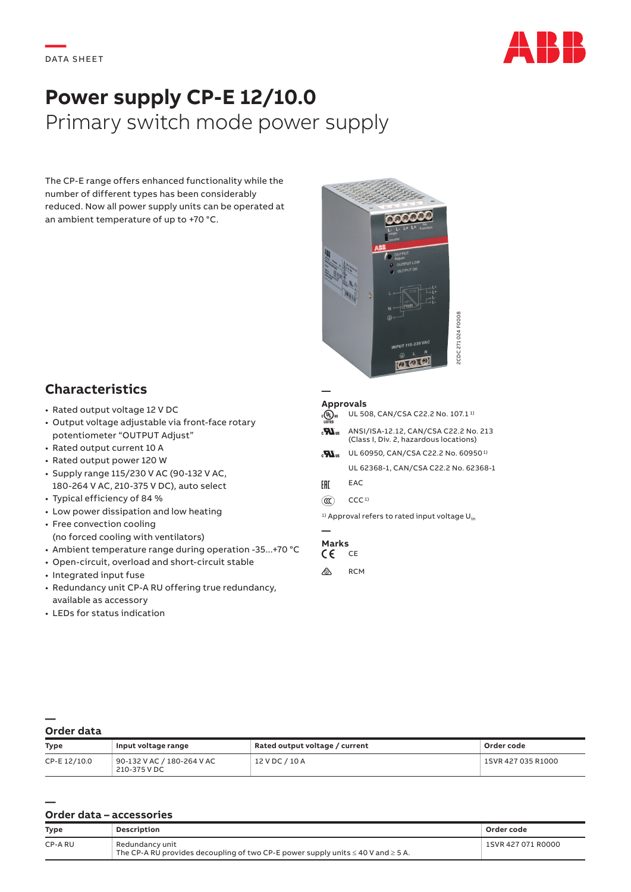DATA SHEET

# Power supply CP-E 12/10.0

Primary switch mode power supply

The CP-E range offers enhanced functionality while the number of different types has been considerably reduced. Now all power supply units can be operated at an ambient temperature of up to +70 °C.

2CDC 271 024 F0008

## Characteristics

- Rated output voltage 12 V DC
- Output voltage adjustable via front-face rotary potentiometer "OUTPUT Adjust"
- Rated output current 10 A
- Rated output power 120 W
- Supply range 115/230 V AC (90-132 V AC, 180-264 V AC, 210-375 V DC), auto select
- Typical efficiency of 84 %
- Low power dissipation and low heating
- Free convection cooling (no forced cooling with ventilators)
- Ambient temperature range during operation -35...+70 °C
- Open-circuit, overload and short-circuit stable
- Integrated input fuse
- Redundancy unit CP-A RU offering true redundancy, available as accessory
- LEDs for status indication

### Approvals

- UL 508, CAN/CSA C22.2 No. 107.1 [1]
- ANSI/ISA-12.12, CAN/CSA C22.2 No. 213 (Class I, Div. 2, hazardous locations)
- UL 60950, CAN/CSA C22.2 No. 60950 [1]
- UL 62368-1, CAN/CSA C22.2 No. 62368-1
- EAC
- CCC [1]

[1] Approval refers to rated input voltage $U_{in}$

### Marks

- CE
- RCM

## Order data

| Type | Input voltage range | Rated output voltage / current | Order code |
|---|---|---|---|
| CP-E 12/10.0 | 90-132 V AC / 180-264 V AC 210-375 V DC | 12 V DC / 10 A | 1SVR 427 035 R1000 |

## Order data – accessories

| Type | Description | Order code |
|---|---|---|
| CP-A RU | Redundancy unit The CP-A RU provides decoupling of two CP-E power supply units ≤ 40 V and ≥ 5 A. | 1SVR 427 071 R0000 |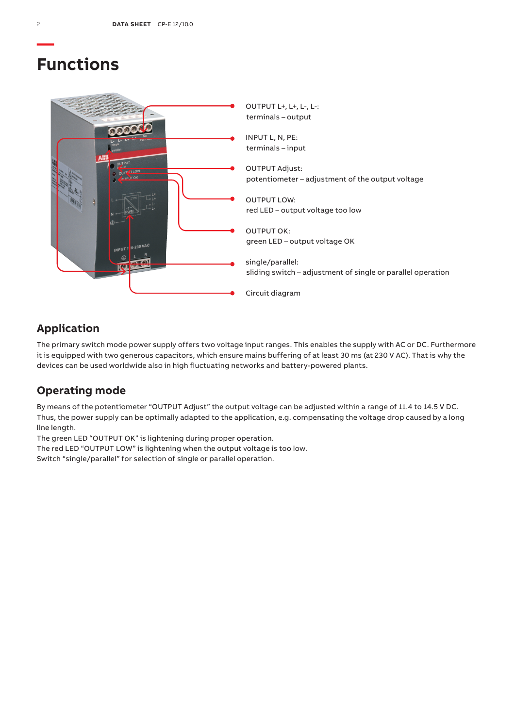# Functions

OUTPUT L+, L+, L-, L-:
terminals – output

INPUT L, N, PE:
terminals – input

OUTPUT Adjust:
potentiometer – adjustment of the output voltage

OUTPUT LOW:
red LED – output voltage too low

OUTPUT OK:
green LED – output voltage OK

single/parallel:
sliding switch – adjustment of single or parallel operation

Circuit diagram

## Application

The primary switch mode power supply offers two voltage input ranges. This enables the supply with AC or DC. Furthermore it is equipped with two generous capacitors, which ensure mains buffering of at least 30 ms (at 230 V AC). That is why the devices can be used worldwide also in high fluctuating networks and battery-powered plants.

## Operating mode

By means of the potentiometer "OUTPUT Adjust" the output voltage can be adjusted within a range of 11.4 to 14.5 V DC. Thus, the power supply can be optimally adapted to the application, e.g. compensating the voltage drop caused by a long line length.
The green LED "OUTPUT OK" is lightening during proper operation.
The red LED "OUTPUT LOW" is lightening when the output voltage is too low.
Switch "single/parallel" for selection of single or parallel operation.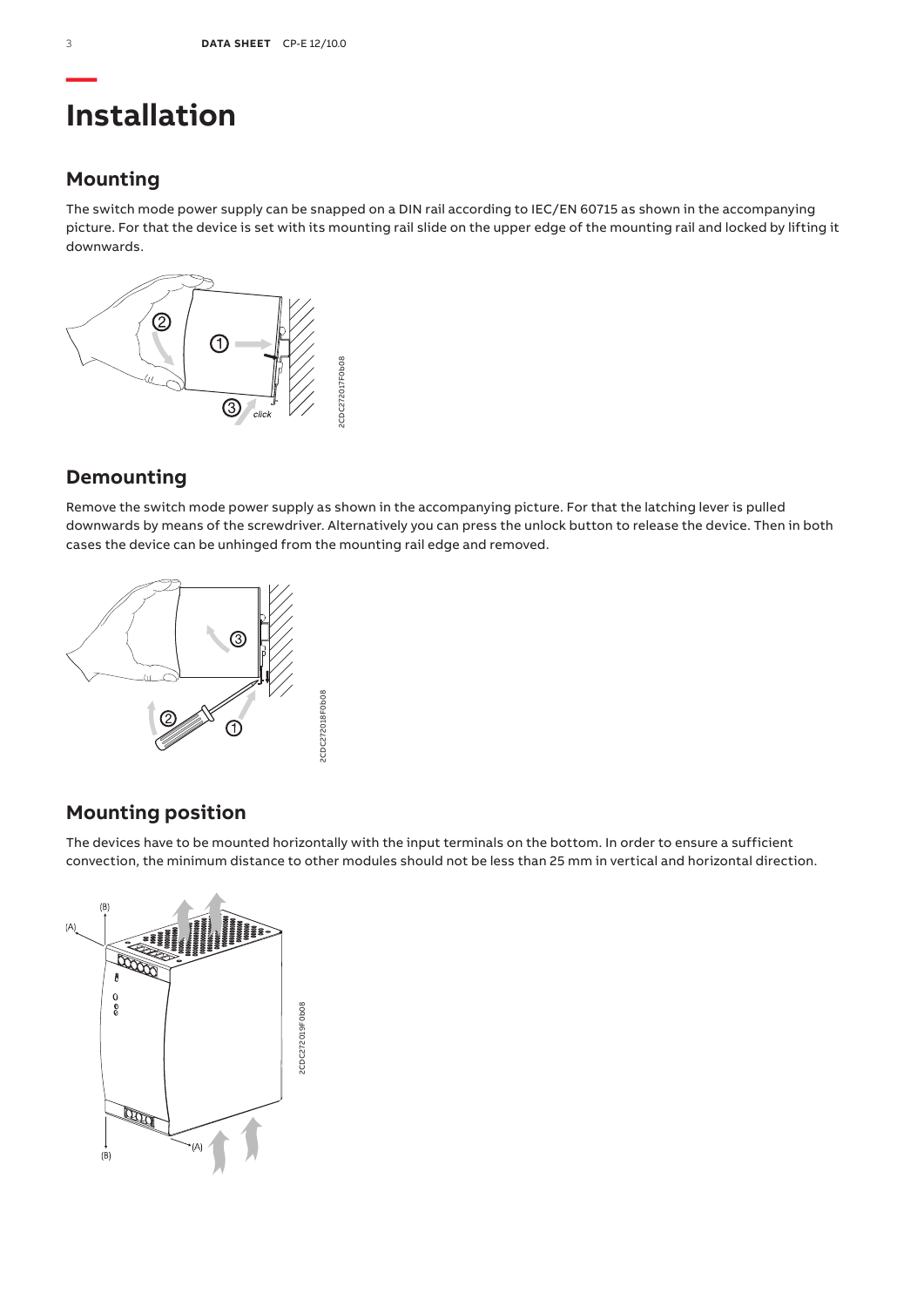# Installation

## Mounting

The switch mode power supply can be snapped on a DIN rail according to IEC/EN 60715 as shown in the accompanying picture. For that the device is set with its mounting rail slide on the upper edge of the mounting rail and locked by lifting it downwards.

## Demounting

Remove the switch mode power supply as shown in the accompanying picture. For that the latching lever is pulled downwards by means of the screwdriver. Alternatively you can press the unlock button to release the device. Then in both cases the device can be unhinged from the mounting rail edge and removed.

## Mounting position

The devices have to be mounted horizontally with the input terminals on the bottom. In order to ensure a sufficient convection, the minimum distance to other modules should not be less than 25 mm in vertical and horizontal direction.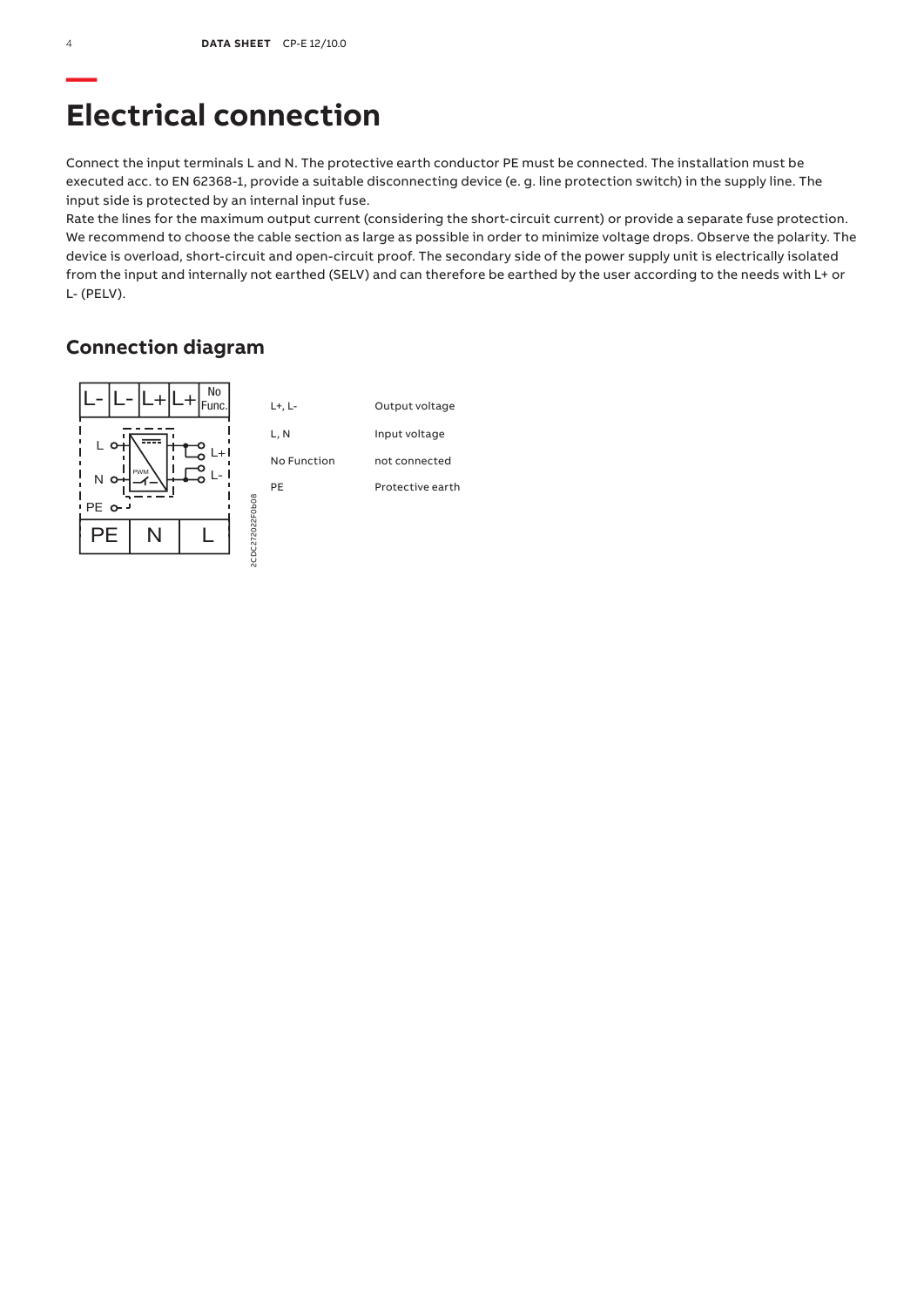# Electrical connection

Connect the input terminals L and N. The protective earth conductor PE must be connected. The installation must be executed acc. to EN 62368-1, provide a suitable disconnecting device (e. g. line protection switch) in the supply line. The input side is protected by an internal input fuse.
Rate the lines for the maximum output current (considering the short-circuit current) or provide a separate fuse protection. We recommend to choose the cable section as large as possible in order to minimize voltage drops. Observe the polarity. The device is overload, short-circuit and open-circuit proof. The secondary side of the power supply unit is electrically isolated from the input and internally not earthed (SELV) and can therefore be earthed by the user according to the needs with L+ or L- (PELV).

## Connection diagram

| | |
|---|---|
| L+, L- | Output voltage |
| L, N | Input voltage |
| No Function | not connected |
| PE | Protective earth |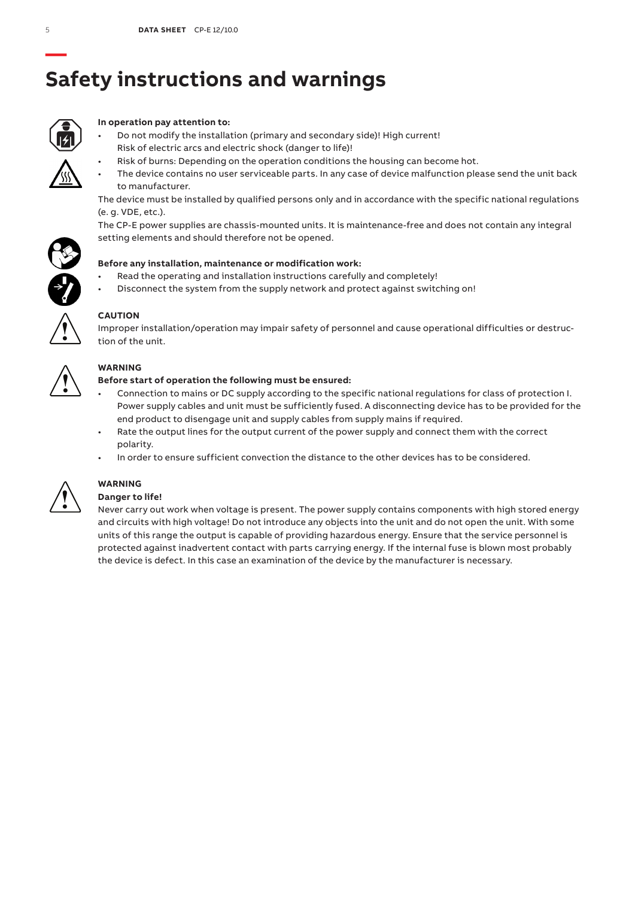# Safety instructions and warnings

**In operation pay attention to:**

- Do not modify the installation (primary and secondary side)! High current! Risk of electric arcs and electric shock (danger to life)!
- Risk of burns: Depending on the operation conditions the housing can become hot.
- The device contains no user serviceable parts. In any case of device malfunction please send the unit back to manufacturer.

The device must be installed by qualified persons only and in accordance with the specific national regulations (e. g. VDE, etc.).

The CP-E power supplies are chassis-mounted units. It is maintenance-free and does not contain any integral setting elements and should therefore not be opened.

**Before any installation, maintenance or modification work:**

- Read the operating and installation instructions carefully and completely!
- Disconnect the system from the supply network and protect against switching on!

**CAUTION**

Improper installation/operation may impair safety of personnel and cause operational difficulties or destruction of the unit.

**WARNING**

**Before start of operation the following must be ensured:**

- Connection to mains or DC supply according to the specific national regulations for class of protection I. Power supply cables and unit must be sufficiently fused. A disconnecting device has to be provided for the end product to disengage unit and supply cables from supply mains if required.
- Rate the output lines for the output current of the power supply and connect them with the correct polarity.
- In order to ensure sufficient convection the distance to the other devices has to be considered.

**WARNING**

**Danger to life!**

Never carry out work when voltage is present. The power supply contains components with high stored energy and circuits with high voltage! Do not introduce any objects into the unit and do not open the unit. With some units of this range the output is capable of providing hazardous energy. Ensure that the service personnel is protected against inadvertent contact with parts carrying energy. If the internal fuse is blown most probably the device is defect. In this case an examination of the device by the manufacturer is necessary.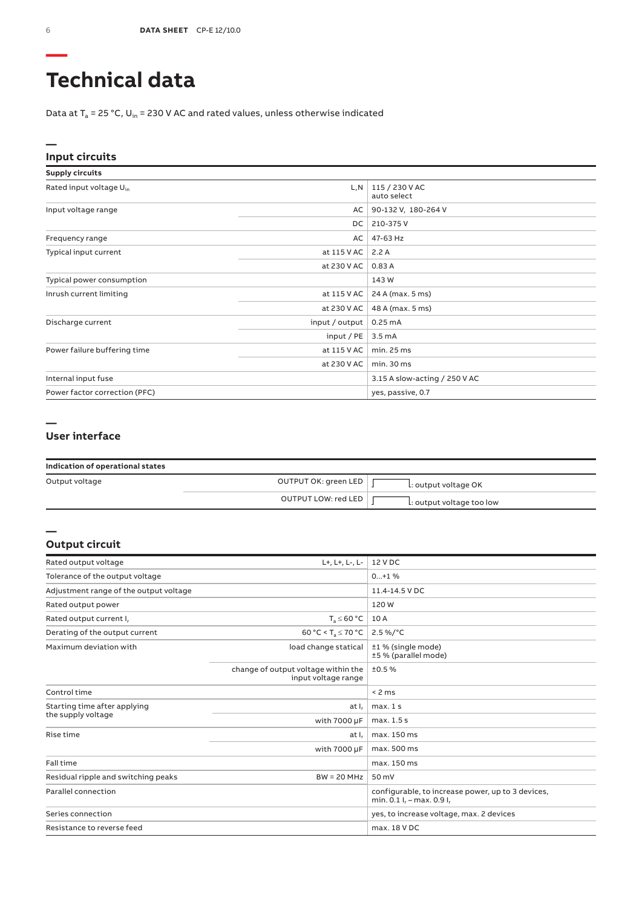# Technical data

Data at $T_a$ = 25 °C, $U_{in}$ = 230 V AC and rated values, unless otherwise indicated

## Input circuits

| Supply circuits | | |
|---|---|---|
| Rated input voltage $U_{in}$ | L,N | 115 / 230 V AC auto select |
| Input voltage range | AC | 90-132 V, 180-264 V |
| | DC | 210-375 V |
| Frequency range | AC | 47-63 Hz |
| Typical input current | at 115 V AC | 2.2 A |
| | at 230 V AC | 0.83 A |
| Typical power consumption | | 143 W |
| Inrush current limiting | at 115 V AC | 24 A (max. 5 ms) |
| | at 230 V AC | 48 A (max. 5 ms) |
| Discharge current | input / output | 0.25 mA |
| | input / PE | 3.5 mA |
| Power failure buffering time | at 115 V AC | min. 25 ms |
| | at 230 V AC | min. 30 ms |
| Internal input fuse | | 3.15 A slow-acting / 250 V AC |
| Power factor correction (PFC) | | yes, passive, 0.7 |

## User interface

| Indication of operational states | | |
|---|---|---|
| Output voltage | OUTPUT OK: green LED | : output voltage OK |
| | OUTPUT LOW: red LED | : output voltage too low |

## Output circuit

| | | |
|---|---|---|
| Rated output voltage | L+, L+, L-, L- | 12 V DC |
| Tolerance of the output voltage | | 0...+1 % |
| Adjustment range of the output voltage | | 11.4-14.5 V DC |
| Rated output power | | 120 W |
| Rated output current $I_r$ | $T_a \leq 60$ °C | 10 A |
| Derating of the output current | 60 °C < $T_a \leq 70$ °C | 2.5 %/°C |
| Maximum deviation with | load change statical | ±1 % (single mode) ±5 % (parallel mode) |
| | change of output voltage within the input voltage range | ±0.5 % |
| Control time | | < 2 ms |
| Starting time after applying the supply voltage | at $I_r$ | max. 1 s |
| | with 7000 µF | max. 1.5 s |
| Rise time | at $I_r$ | max. 150 ms |
| | with 7000 µF | max. 500 ms |
| Fall time | | max. 150 ms |
| Residual ripple and switching peaks | BW = 20 MHz | 50 mV |
| Parallel connection | | configurable, to increase power, up to 3 devices, min. 0.1 $I_r$ – max. 0.9 $I_r$ |
| Series connection | | yes, to increase voltage, max. 2 devices |
| Resistance to reverse feed | | max. 18 V DC |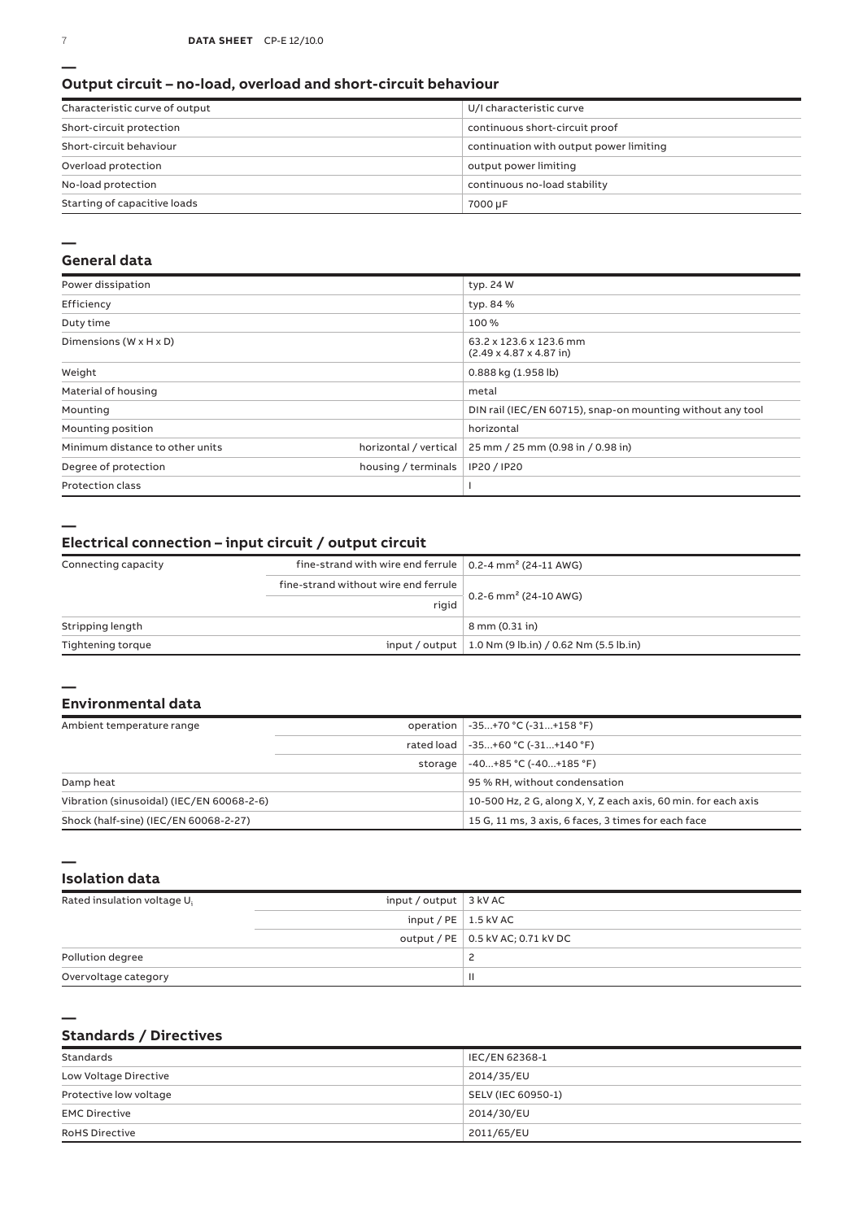## Output circuit – no-load, overload and short-circuit behaviour

| | |
|---|---|
| Characteristic curve of output | U/I characteristic curve |
| Short-circuit protection | continuous short-circuit proof |
| Short-circuit behaviour | continuation with output power limiting |
| Overload protection | output power limiting |
| No-load protection | continuous no-load stability |
| Starting of capacitive loads | 7000 µF |

## General data

| | | |
|---|---|---|
| Power dissipation | | typ. 24 W |
| Efficiency | | typ. 84 % |
| Duty time | | 100 % |
| Dimensions (W x H x D) | | 63.2 x 123.6 x 123.6 mm (2.49 x 4.87 x 4.87 in) |
| Weight | | 0.888 kg (1.958 lb) |
| Material of housing | | metal |
| Mounting | | DIN rail (IEC/EN 60715), snap-on mounting without any tool |
| Mounting position | | horizontal |
| Minimum distance to other units | horizontal / vertical | 25 mm / 25 mm (0.98 in / 0.98 in) |
| Degree of protection | housing / terminals | IP20 / IP20 |
| Protection class | | I |

## Electrical connection – input circuit / output circuit

| | | |
|---|---|---|
| Connecting capacity | fine-strand with wire end ferrule | 0.2-4 mm² (24-11 AWG) |
| | fine-strand without wire end ferrule | 0.2-6 mm² (24-10 AWG) |
| | rigid | |
| Stripping length | | 8 mm (0.31 in) |
| Tightening torque | input / output | 1.0 Nm (9 lb.in) / 0.62 Nm (5.5 lb.in) |

## Environmental data

| | | |
|---|---|---|
| Ambient temperature range | operation | -35...+70 °C (-31...+158 °F) |
| | rated load | -35...+60 °C (-31...+140 °F) |
| | storage | -40...+85 °C (-40...+185 °F) |
| Damp heat | | 95 % RH, without condensation |
| Vibration (sinusoidal) (IEC/EN 60068-2-6) | | 10-500 Hz, 2 G, along X, Y, Z each axis, 60 min. for each axis |
| Shock (half-sine) (IEC/EN 60068-2-27) | | 15 G, 11 ms, 3 axis, 6 faces, 3 times for each face |

## Isolation data

| | | |
|---|---|---|
| Rated insulation voltage $U_i$ | input / output | 3 kV AC |
| | input / PE | 1.5 kV AC |
| | output / PE | 0.5 kV AC; 0.71 kV DC |
| Pollution degree | | 2 |
| Overvoltage category | | II |

## Standards / Directives

| | |
|---|---|
| Standards | IEC/EN 62368-1 |
| Low Voltage Directive | 2014/35/EU |
| Protective low voltage | SELV (IEC 60950-1) |
| EMC Directive | 2014/30/EU |
| RoHS Directive | 2011/65/EU |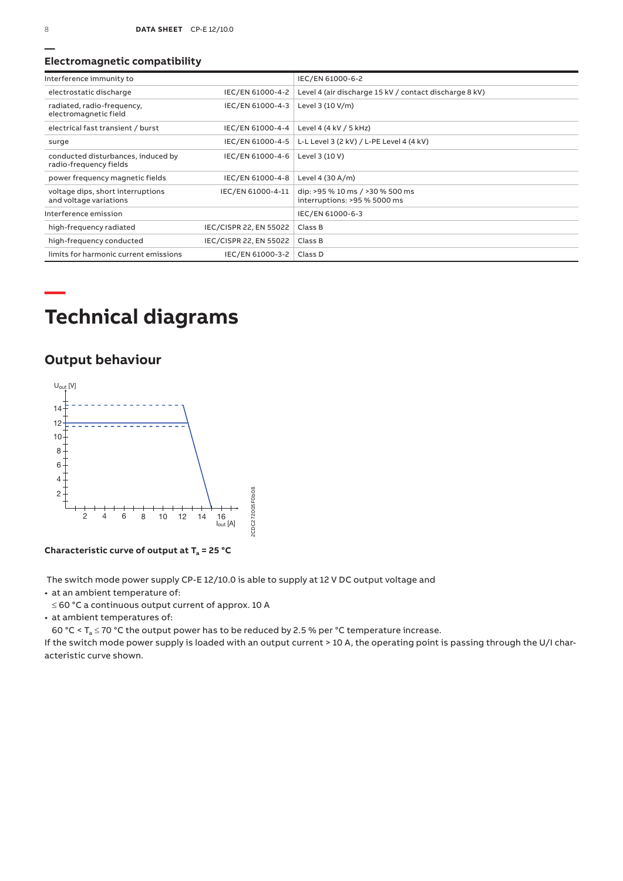## Electromagnetic compatibility

| Interference immunity to | | IEC/EN 61000-6-2 |
|---|---|---|
| electrostatic discharge | IEC/EN 61000-4-2 | Level 4 (air discharge 15 kV / contact discharge 8 kV) |
| radiated, radio-frequency, electromagnetic field | IEC/EN 61000-4-3 | Level 3 (10 V/m) |
| electrical fast transient / burst | IEC/EN 61000-4-4 | Level 4 (4 kV / 5 kHz) |
| surge | IEC/EN 61000-4-5 | L-L Level 3 (2 kV) / L-PE Level 4 (4 kV) |
| conducted disturbances, induced by radio-frequency fields | IEC/EN 61000-4-6 | Level 3 (10 V) |
| power frequency magnetic fields | IEC/EN 61000-4-8 | Level 4 (30 A/m) |
| voltage dips, short interruptions and voltage variations | IEC/EN 61000-4-11 | dip: >95 % 10 ms / >30 % 500 ms<br>interruptions: >95 % 5000 ms |
| Interference emission | | IEC/EN 61000-6-3 |
| high-frequency radiated | IEC/CISPR 22, EN 55022 | Class B |
| high-frequency conducted | IEC/CISPR 22, EN 55022 | Class B |
| limits for harmonic current emissions | IEC/EN 61000-3-2 | Class D |

# Technical diagrams

## Output behaviour

**Characteristic curve of output at $T_a$ = 25 °C**

The switch mode power supply CP-E 12/10.0 is able to supply at 12 V DC output voltage and

- at an ambient temperature of:
  ≤ 60 °C a continuous output current of approx. 10 A
- at ambient temperatures of:
  60 °C < $T_a$ ≤ 70 °C the output power has to be reduced by 2.5 % per °C temperature increase.

If the switch mode power supply is loaded with an output current > 10 A, the operating point is passing through the U/I characteristic curve shown.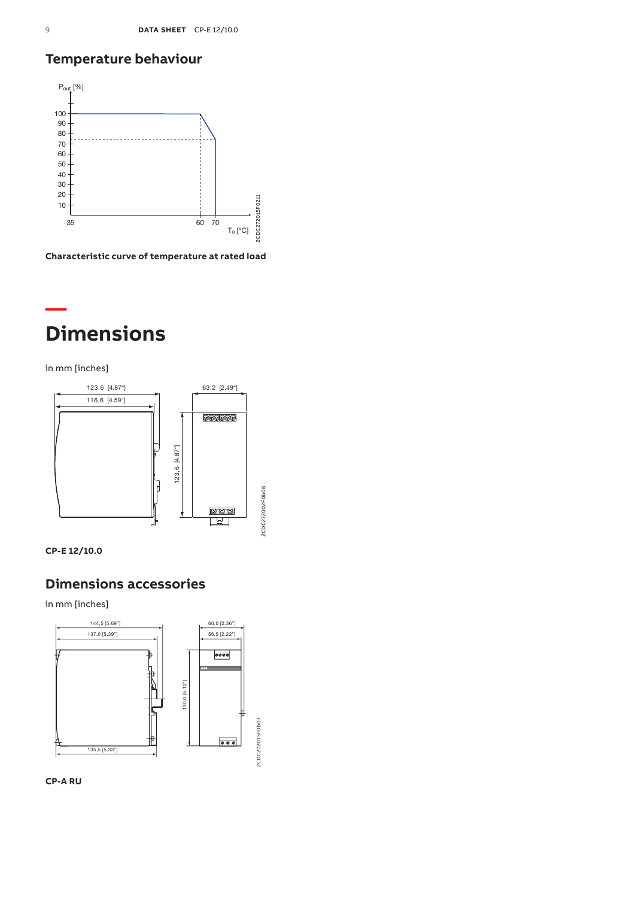## Temperature behaviour

**Characteristic curve of temperature at rated load**

# Dimensions

in mm [inches]

**CP-E 12/10.0**

## Dimensions accessories

in mm [inches]

**CP-A RU**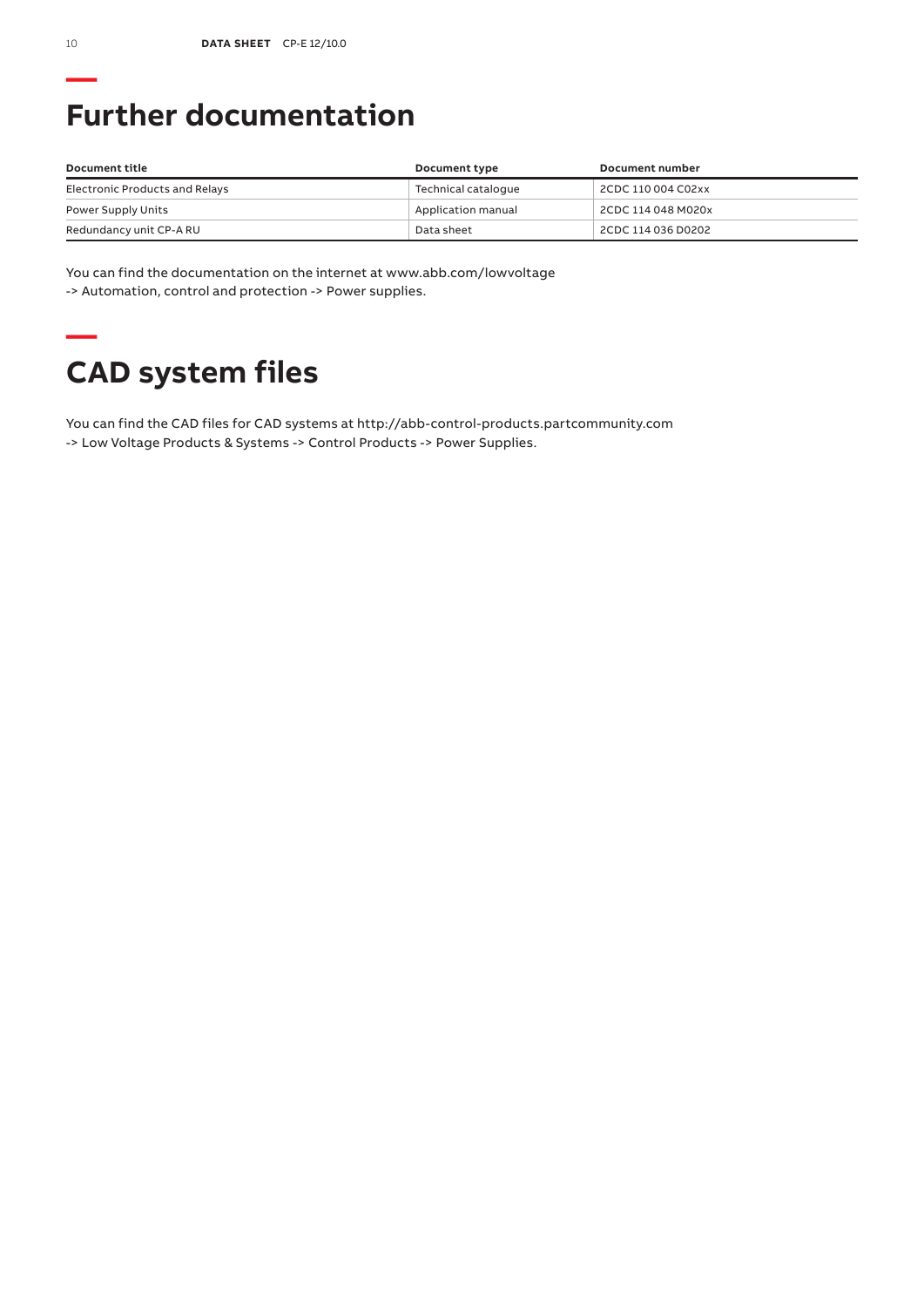# Further documentation

| Document title | Document type | Document number |
|---|---|---|
| Electronic Products and Relays | Technical catalogue | 2CDC 110 004 C02xx |
| Power Supply Units | Application manual | 2CDC 114 048 M020x |
| Redundancy unit CP-A RU | Data sheet | 2CDC 114 036 D0202 |

You can find the documentation on the internet at www.abb.com/lowvoltage
-> Automation, control and protection -> Power supplies.

# CAD system files

You can find the CAD files for CAD systems at http://abb-control-products.partcommunity.com
-> Low Voltage Products & Systems -> Control Products -> Power Supplies.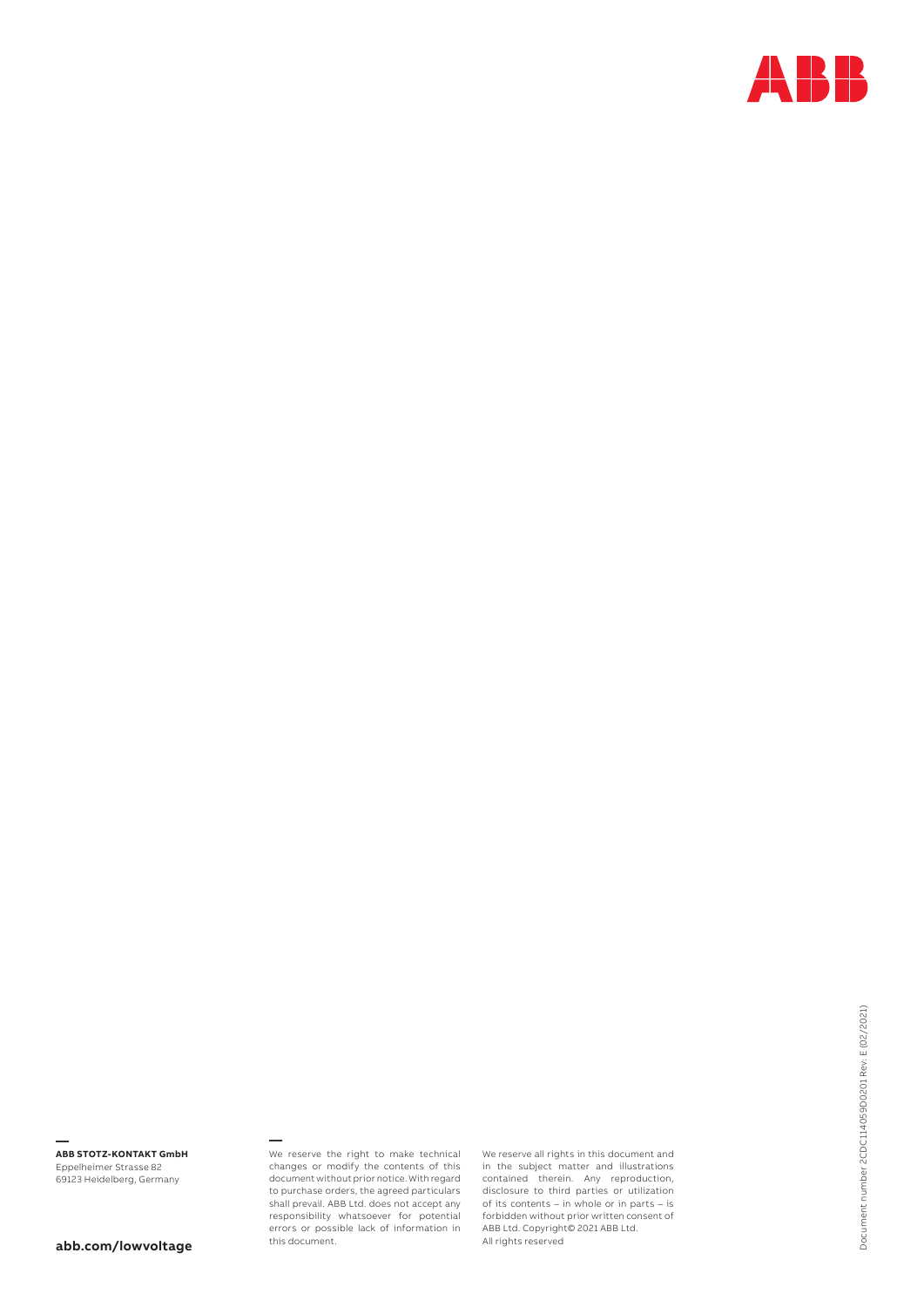**ABB STOTZ-KONTAKT GmbH**
Eppelheimer Strasse 82
69123 Heidelberg, Germany

**abb.com/lowvoltage**

We reserve the right to make technical changes or modify the contents of this document without prior notice. With regard to purchase orders, the agreed particulars shall prevail. ABB Ltd. does not accept any responsibility whatsoever for potential errors or possible lack of information in this document.

We reserve all rights in this document and in the subject matter and illustrations contained therein. Any reproduction, disclosure to third parties or utilization of its contents – in whole or in parts – is forbidden without prior written consent of ABB Ltd. Copyright© 2021 ABB Ltd.
All rights reserved

Document number 2CDC114059D0201 Rev. E (02/2021)